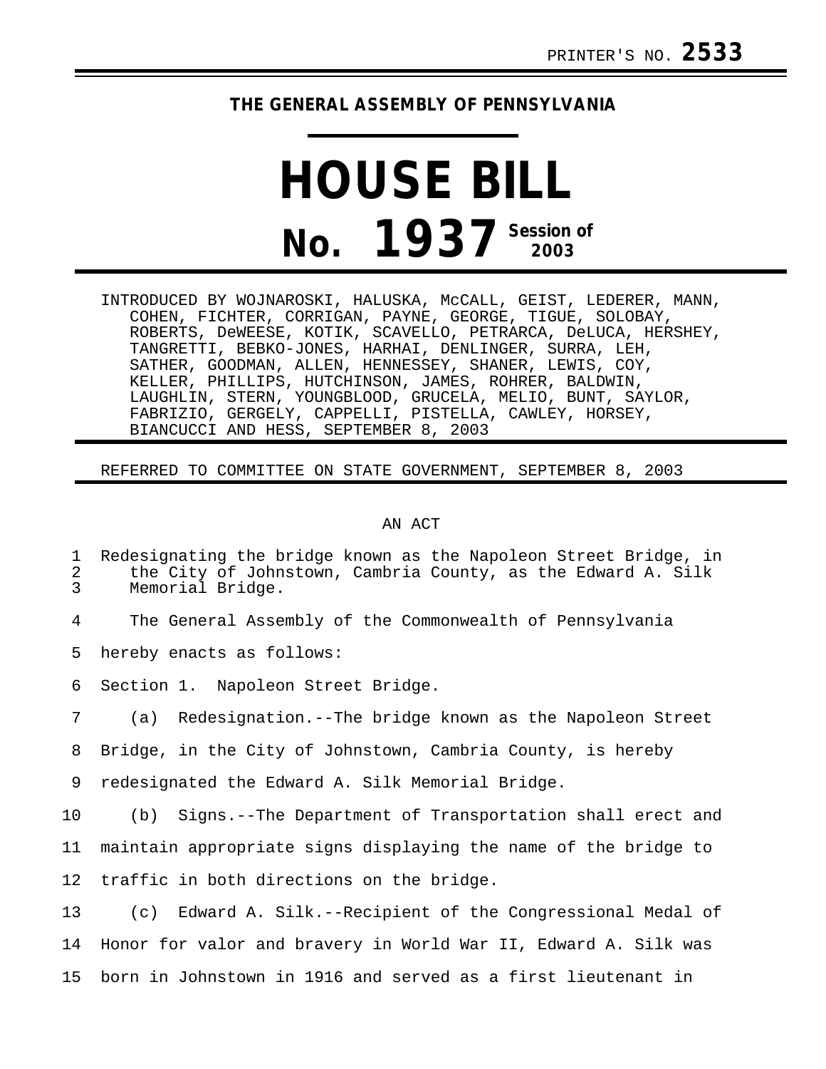PRINTER'S NO. **2533**

**THE GENERAL ASSEMBLY OF PENNSYLVANIA**

# HOUSE BILL

## No. 1937 Session of 2003

INTRODUCED BY WOJNAROSKI, HALUSKA, McCALL, GEIST, LEDERER, MANN, COHEN, FICHTER, CORRIGAN, PAYNE, GEORGE, TIGUE, SOLOBAY, ROBERTS, DeWEESE, KOTIK, SCAVELLO, PETRARCA, DeLUCA, HERSHEY, TANGRETTI, BEBKO-JONES, HARHAI, DENLINGER, SURRA, LEH, SATHER, GOODMAN, ALLEN, HENNESSEY, SHANER, LEWIS, COY, KELLER, PHILLIPS, HUTCHINSON, JAMES, ROHRER, BALDWIN, LAUGHLIN, STERN, YOUNGBLOOD, GRUCELA, MELIO, BUNT, SAYLOR, FABRIZIO, GERGELY, CAPPELLI, PISTELLA, CAWLEY, HORSEY, BIANCUCCI AND HESS, SEPTEMBER 8, 2003

REFERRED TO COMMITTEE ON STATE GOVERNMENT, SEPTEMBER 8, 2003

AN ACT

1 Redesignating the bridge known as the Napoleon Street Bridge, in
2 the City of Johnstown, Cambria County, as the Edward A. Silk
3 Memorial Bridge.

4 The General Assembly of the Commonwealth of Pennsylvania
5 hereby enacts as follows:

6 Section 1. Napoleon Street Bridge.

7 (a) Redesignation.--The bridge known as the Napoleon Street
8 Bridge, in the City of Johnstown, Cambria County, is hereby
9 redesignated the Edward A. Silk Memorial Bridge.

10 (b) Signs.--The Department of Transportation shall erect and
11 maintain appropriate signs displaying the name of the bridge to
12 traffic in both directions on the bridge.

13 (c) Edward A. Silk.--Recipient of the Congressional Medal of
14 Honor for valor and bravery in World War II, Edward A. Silk was
15 born in Johnstown in 1916 and served as a first lieutenant in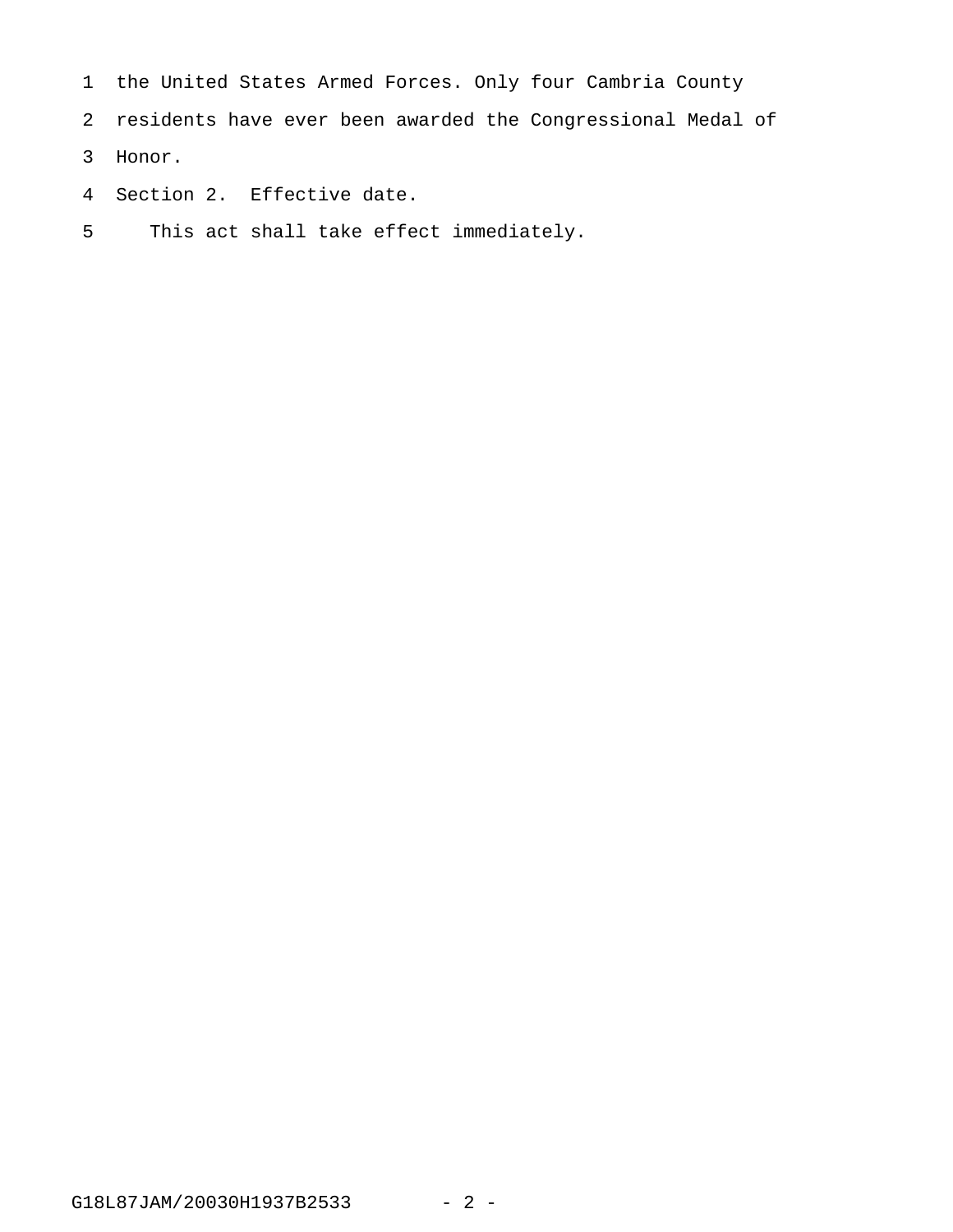the United States Armed Forces. Only four Cambria County residents have ever been awarded the Congressional Medal of Honor.

Section 2. Effective date.

This act shall take effect immediately.